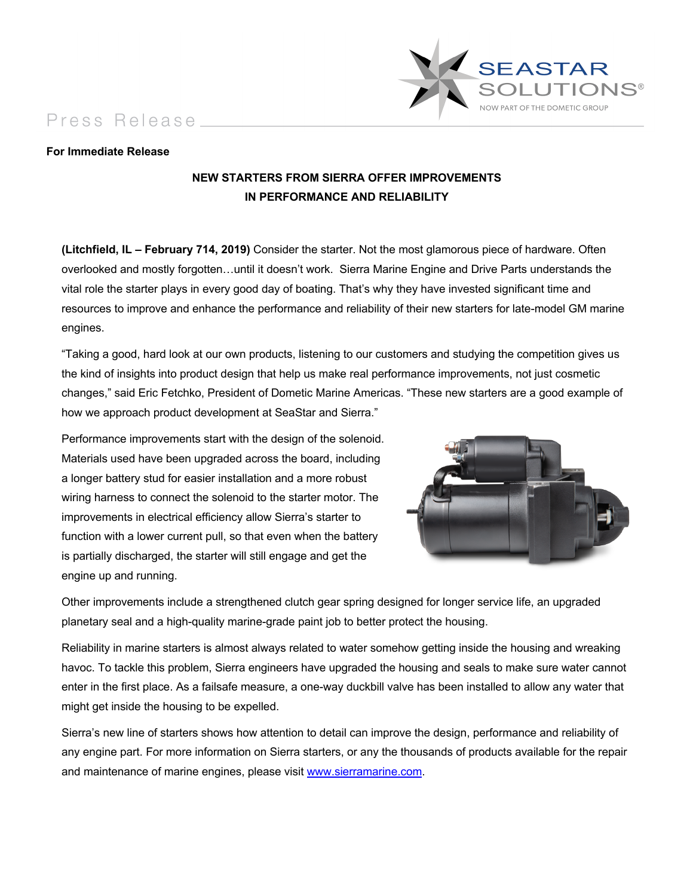Press Release

**For Immediate Release**

## NEW STARTERS FROM SIERRA OFFER IMPROVEMENTS IN PERFORMANCE AND RELIABILITY

**(Litchfield, IL – February 714, 2019)** Consider the starter. Not the most glamorous piece of hardware. Often overlooked and mostly forgotten…until it doesn't work. Sierra Marine Engine and Drive Parts understands the vital role the starter plays in every good day of boating. That's why they have invested significant time and resources to improve and enhance the performance and reliability of their new starters for late-model GM marine engines.

"Taking a good, hard look at our own products, listening to our customers and studying the competition gives us the kind of insights into product design that help us make real performance improvements, not just cosmetic changes," said Eric Fetchko, President of Dometic Marine Americas. "These new starters are a good example of how we approach product development at SeaStar and Sierra."

Performance improvements start with the design of the solenoid. Materials used have been upgraded across the board, including a longer battery stud for easier installation and a more robust wiring harness to connect the solenoid to the starter motor. The improvements in electrical efficiency allow Sierra's starter to function with a lower current pull, so that even when the battery is partially discharged, the starter will still engage and get the engine up and running.

Other improvements include a strengthened clutch gear spring designed for longer service life, an upgraded planetary seal and a high-quality marine-grade paint job to better protect the housing.

Reliability in marine starters is almost always related to water somehow getting inside the housing and wreaking havoc. To tackle this problem, Sierra engineers have upgraded the housing and seals to make sure water cannot enter in the first place. As a failsafe measure, a one-way duckbill valve has been installed to allow any water that might get inside the housing to be expelled.

Sierra's new line of starters shows how attention to detail can improve the design, performance and reliability of any engine part. For more information on Sierra starters, or any the thousands of products available for the repair and maintenance of marine engines, please visit [www.sierramarine.com](http://www.sierramarine.com).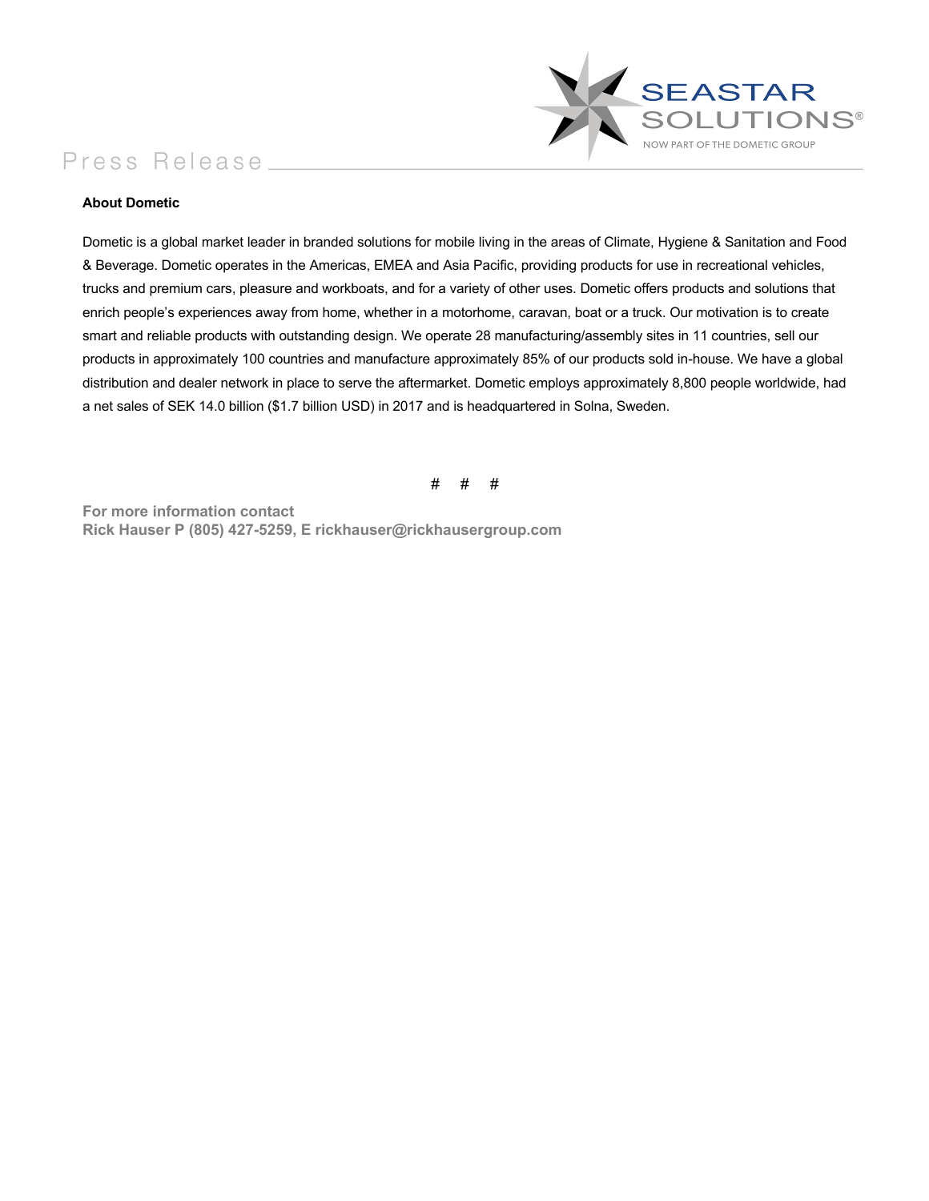**About Dometic**

Dometic is a global market leader in branded solutions for mobile living in the areas of Climate, Hygiene & Sanitation and Food & Beverage. Dometic operates in the Americas, EMEA and Asia Pacific, providing products for use in recreational vehicles, trucks and premium cars, pleasure and workboats, and for a variety of other uses. Dometic offers products and solutions that enrich people's experiences away from home, whether in a motorhome, caravan, boat or a truck. Our motivation is to create smart and reliable products with outstanding design. We operate 28 manufacturing/assembly sites in 11 countries, sell our products in approximately 100 countries and manufacture approximately 85% of our products sold in-house. We have a global distribution and dealer network in place to serve the aftermarket. Dometic employs approximately 8,800 people worldwide, had a net sales of SEK 14.0 billion ($1.7 billion USD) in 2017 and is headquartered in Solna, Sweden.

# # #

**For more information contact**
**Rick Hauser P (805) 427-5259, E rickhauser@rickhausergroup.com**